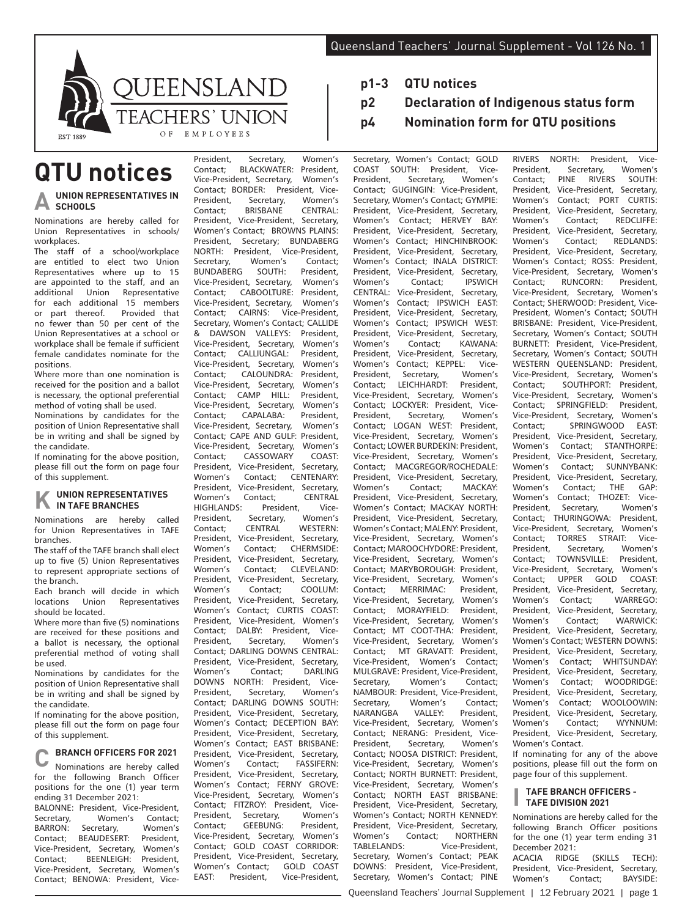# QUEENSLAND TEACHERS' UNION OF EMPLOYEES

EST 1889

**p1-3 QTU notices**

**p2 Declaration of Indigenous status form**

**p4 Nomination form for QTU positions**

# QTU notices

## A UNION REPRESENTATIVES IN SCHOOLS

Nominations are hereby called for Union Representatives in schools/workplaces.

The staff of a school/workplace are entitled to elect two Union Representatives where up to 15 are appointed to the staff, and an additional Union Representative for each additional 15 members or part thereof. Provided that no fewer than 50 per cent of the Union Representatives at a school or workplace shall be female if sufficient female candidates nominate for the positions.

Where more than one nomination is received for the position and a ballot is necessary, the optional preferential method of voting shall be used.

Nominations by candidates for the position of Union Representative shall be in writing and shall be signed by the candidate.

If nominating for the above position, please fill out the form on page four of this supplement.

## K UNION REPRESENTATIVES IN TAFE BRANCHES

Nominations are hereby called for Union Representatives in TAFE branches.

The staff of the TAFE branch shall elect up to five (5) Union Representatives to represent appropriate sections of the branch.

Each branch will decide in which locations Union Representatives should be located.

Where more than five (5) nominations are received for these positions and a ballot is necessary, the optional preferential method of voting shall be used.

Nominations by candidates for the position of Union Representative shall be in writing and shall be signed by the candidate.

If nominating for the above position, please fill out the form on page four of this supplement.

## C BRANCH OFFICERS FOR 2021

Nominations are hereby called for the following Branch Officer positions for the one (1) year term ending 31 December 2021:

BALONNE: President, Vice-President, Secretary, Women's Contact; BARRON: Secretary, Women's Contact; BEAUDESERT: President, Vice-President, Secretary, Women's Contact; BEENLEIGH: President, Vice-President, Secretary, Women's Contact; BENOWA: President, Vice-President, Secretary, Women's Contact; BLACKWATER: President, Vice-President, Secretary, Women's Contact; BORDER: President, Vice-President, Secretary, Women's Contact; BRISBANE CENTRAL: President, Vice-President, Secretary, Women's Contact; BROWNS PLAINS: President, Secretary; BUNDABERG NORTH: President, Vice-President, Secretary, Women's Contact; BUNDABERG SOUTH: President, Vice-President, Secretary, Women's Contact; CABOOLTURE: President, Vice-President, Secretary, Women's Contact; CAIRNS: Vice-President, Secretary, Women's Contact; CALLIDE & DAWSON VALLEYS: President, Vice-President, Secretary, Women's Contact; CALLIUNGAL: President, Vice-President, Secretary, Women's Contact; CALOUNDRA: President, Vice-President, Secretary, Women's Contact; CAMP HILL: President, Vice-President, Secretary, Women's Contact; CAPALABA: President, Vice-President, Secretary, Women's Contact; CAPE AND GULF: President, Vice-President, Secretary, Women's Contact; CASSOWARY COAST: President, Vice-President, Secretary, Women's Contact; CENTENARY: President, Vice-President, Secretary, Women's Contact; CENTRAL HIGHLANDS: President, Vice-President, Secretary, Women's Contact; CENTRAL WESTERN: President, Vice-President, Secretary, Women's Contact; CHERMSIDE: President, Vice-President, Secretary, Women's Contact; CLEVELAND: President, Vice-President, Secretary, Women's Contact; COOLUM: President, Vice-President, Secretary, Women's Contact; CURTIS COAST: President, Vice-President, Women's Contact; DALBY: President, Vice-President, Secretary, Women's Contact; DARLING DOWNS CENTRAL: President, Vice-President, Secretary, Women's Contact; DARLING DOWNS NORTH: President, Vice-President, Secretary, Women's Contact; DARLING DOWNS SOUTH: President, Vice-President, Secretary, Women's Contact; DECEPTION BAY: President, Vice-President, Secretary, Women's Contact; EAST BRISBANE: President, Vice-President, Secretary, Women's Contact; FASSIFERN: President, Vice-President, Secretary, Women's Contact; FERNY GROVE: Vice-President, Secretary, Women's Contact; FITZROY: President, Vice-President, Secretary, Women's Contact; GEEBUNG: President, Vice-President, Secretary, Women's Contact; GOLD COAST CORRIDOR: President, Vice-President, Secretary, Women's Contact; GOLD COAST EAST: President, Vice-President, Secretary, Women's Contact; GOLD COAST SOUTH: President, Vice-President, Secretary, Women's Contact; GUGINGIN: Vice-President, Secretary, Women's Contact; GYMPIE: President, Vice-President, Secretary, Women's Contact; HERVEY BAY: President, Vice-President, Secretary, Women's Contact; HINCHINBROOK: President, Vice-President, Secretary, Women's Contact; INALA DISTRICT: President, Vice-President, Secretary, Women's Contact; IPSWICH CENTRAL: Vice-President, Secretary, Women's Contact; IPSWICH EAST: President, Vice-President, Secretary, Women's Contact; IPSWICH WEST: President, Vice-President, Secretary, Women's Contact; KAWANA: President, Vice-President, Secretary, Women's Contact; KEPPEL: Vice-President, Secretary, Women's Contact; LEICHHARDT: President, Vice-President, Secretary, Women's Contact; LOCKYER: President, Vice-President, Secretary, Women's Contact; LOGAN WEST: President, Vice-President, Secretary, Women's Contact; LOWER BURDEKIN: President, Vice-President, Secretary, Women's Contact; MACGREGOR/ROCHEDALE: President, Vice-President, Secretary, Women's Contact; MACKAY: President, Vice-President, Secretary, Women's Contact; MACKAY NORTH: President, Vice-President, Secretary, Women's Contact; MALENY: President, Vice-President, Secretary, Women's Contact; MAROOCHYDORE: President, Vice-President, Secretary, Women's Contact; MARYBOROUGH: President, Vice-President, Secretary, Women's Contact; MERRIMAC: President, Vice-President, Secretary, Women's Contact; MORAYFIELD: President, Vice-President, Secretary, Women's Contact; MT COOT-THA: President, Vice-President, Secretary, Women's Contact; MT GRAVATT: President, Vice-President, Women's Contact; MULGRAVE: President, Vice-President, Secretary, Women's Contact; NAMBOUR: President, Vice-President, Secretary, Women's Contact; NARANGBA VALLEY: President, Vice-President, Secretary, Women's Contact; NERANG: President, Vice-President, Secretary, Women's Contact; NOOSA DISTRICT: President, Vice-President, Secretary, Women's Contact; NORTH BURNETT: President, Vice-President, Secretary, Women's Contact; NORTH EAST BRISBANE: President, Vice-President, Secretary, Women's Contact; NORTH KENNEDY: President, Vice-President, Secretary, Women's Contact; NORTHERN TABLELANDS: Vice-President, Secretary, Women's Contact; PEAK DOWNS: President, Vice-President, Secretary, Women's Contact; PINE RIVERS NORTH: President, Vice-President, Secretary, Women's Contact; PINE RIVERS SOUTH: President, Vice-President, Secretary, Women's Contact; PORT CURTIS: President, Vice-President, Secretary, Women's Contact; REDCLIFFE: President, Vice-President, Secretary, Women's Contact; REDLANDS: President, Vice-President, Secretary, Women's Contact; ROSS: President, Vice-President, Secretary, Women's Contact; RUNCORN: President, Vice-President, Secretary, Women's Contact; SHERWOOD: President, Vice-President, Women's Contact; SOUTH BRISBANE: President, Vice-President, Secretary, Women's Contact; SOUTH BURNETT: President, Vice-President, Secretary, Women's Contact; SOUTH WESTERN QUEENSLAND: President, Vice-President, Secretary, Women's Contact; SOUTHPORT: President, Vice-President, Secretary, Women's Contact; SPRINGFIELD: President, Vice-President, Secretary, Women's Contact; SPRINGWOOD EAST: President, Vice-President, Secretary, Women's Contact; STANTHORPE: President, Vice-President, Secretary, Women's Contact; SUNNYBANK: President, Vice-President, Secretary, Women's Contact; THE GAP: Women's Contact; THOZET: Vice-President, Secretary, Women's Contact; THURINGOWA: President, Vice-President, Secretary, Women's Contact; TORRES STRAIT: Vice-President, Secretary, Women's Contact; TOWNSVILLE: President, Vice-President, Secretary, Women's Contact; UPPER GOLD COAST: President, Vice-President, Secretary, Women's Contact; WARREGO: President, Vice-President, Secretary, Women's Contact; WARWICK: President, Vice-President, Secretary, Women's Contact; WESTERN DOWNS: President, Vice-President, Secretary, Women's Contact; WHITSUNDAY: President, Vice-President, Secretary, Women's Contact; WOODRIDGE: President, Vice-President, Secretary, Women's Contact; WOOLOOWIN: President, Vice-President, Secretary, Women's Contact; WYNNUM: President, Vice-President, Secretary, Women's Contact.

If nominating for any of the above positions, please fill out the form on page four of this supplement.

## I TAFE BRANCH OFFICERS - TAFE DIVISION 2021

Nominations are hereby called for the following Branch Officer positions for the one (1) year term ending 31 December 2021:

ACACIA RIDGE (SKILLS TECH): President, Vice-President, Secretary, Women's Contact; BAYSIDE: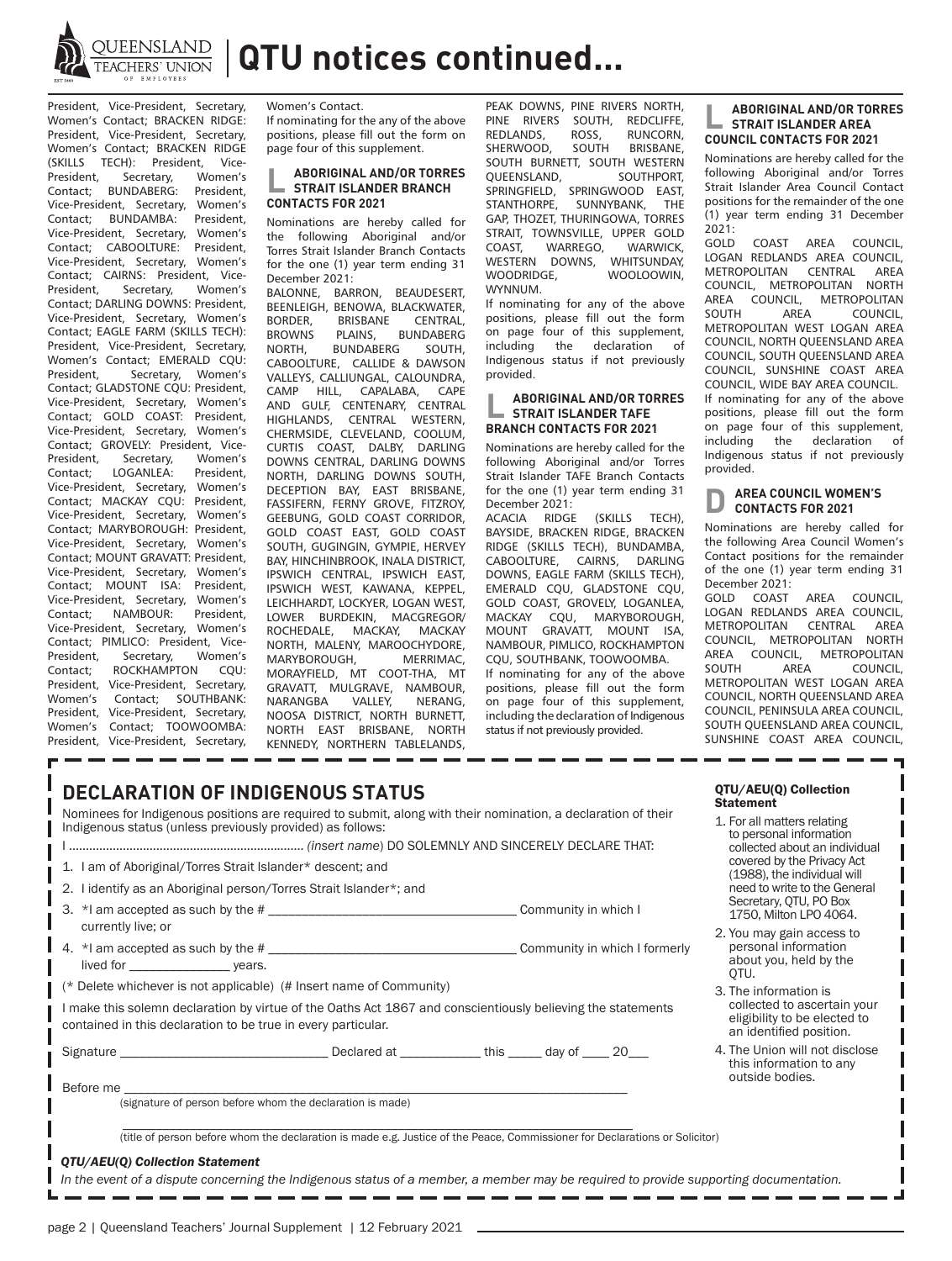# QTU notices continued...

President, Vice-President, Secretary, Women's Contact; BRACKEN RIDGE: President, Vice-President, Secretary, Women's Contact; BRACKEN RIDGE (SKILLS TECH): President, Vice-President, Secretary, Women's Contact; BUNDABERG: President, Vice-President, Secretary, Women's Contact; BUNDAMBA: President, Vice-President, Secretary, Women's Contact; CABOOLTURE: President, Vice-President, Secretary, Women's Contact; CAIRNS: President, Vice-President, Secretary, Women's Contact; DARLING DOWNS: President, Vice-President, Secretary, Women's Contact; EAGLE FARM (SKILLS TECH): President, Vice-President, Secretary, Women's Contact; EMERALD CQU: President, Secretary, Women's Contact; GLADSTONE CQU: President, Vice-President, Secretary, Women's Contact; GOLD COAST: President, Vice-President, Secretary, Women's Contact; GROVELY: President, Vice-President, Secretary, Women's Contact; LOGANLEA: President, Vice-President, Secretary, Women's Contact; MACKAY CQU: President, Vice-President, Secretary, Women's Contact; MARYBOROUGH: President, Vice-President, Secretary, Women's Contact; MOUNT GRAVATT: President, Vice-President, Secretary, Women's Contact; MOUNT ISA: President, Vice-President, Secretary, Women's Contact; NAMBOUR: President, Vice-President, Secretary, Women's Contact; PIMLICO: President, Vice-President, Secretary, Women's Contact; ROCKHAMPTON CQU: President, Vice-President, Secretary, Women's Contact; SOUTHBANK: President, Vice-President, Secretary, Women's Contact; TOOWOOMBA: President, Vice-President, Secretary, Women's Contact.

If nominating for the any of the above positions, please fill out the form on page four of this supplement.

### L ABORIGINAL AND/OR TORRES STRAIT ISLANDER BRANCH CONTACTS FOR 2021

Nominations are hereby called for the following Aboriginal and/or Torres Strait Islander Branch Contacts for the one (1) year term ending 31 December 2021:

BALONNE, BARRON, BEAUDESERT, BEENLEIGH, BENOWA, BLACKWATER, BORDER, BRISBANE CENTRAL, BROWNS PLAINS, BUNDABERG NORTH, BUNDABERG SOUTH, CABOOLTURE, CALLIDE & DAWSON VALLEYS, CALLIUNGAL, CALOUNDRA, CAMP HILL, CAPALABA, CAPE AND GULF, CENTENARY, CENTRAL HIGHLANDS, CENTRAL WESTERN, CHERMSIDE, CLEVELAND, COOLUM, CURTIS COAST, DALBY, DARLING DOWNS CENTRAL, DARLING DOWNS NORTH, DARLING DOWNS SOUTH, DECEPTION BAY, EAST BRISBANE, FASSIFERN, FERNY GROVE, FITZROY, GEEBUNG, GOLD COAST CORRIDOR, GOLD COAST EAST, GOLD COAST SOUTH, GUGINGIN, GYMPIE, HERVEY BAY, HINCHINBROOK, INALA DISTRICT, IPSWICH CENTRAL, IPSWICH EAST, IPSWICH WEST, KAWANA, KEPPEL, LEICHHARDT, LOCKYER, LOGAN WEST, LOWER BURDEKIN, MACGREGOR/ROCHEDALE, MACKAY, MACKAY NORTH, MALENY, MAROOCHYDORE, MARYBOROUGH, MERRIMAC, MORAYFIELD, MT COOT-THA, MT GRAVATT, MULGRAVE, NAMBOUR, NARANGBA VALLEY, NERANG, NOOSA DISTRICT, NORTH BURNETT, NORTH EAST BRISBANE, NORTH KENNEDY, NORTHERN TABLELANDS, PEAK DOWNS, PINE RIVERS NORTH, PINE RIVERS SOUTH, REDCLIFFE, REDLANDS, ROSS, RUNCORN, SHERWOOD, SOUTH BRISBANE, SOUTH BURNETT, SOUTH WESTERN QUEENSLAND, SOUTHPORT, SPRINGFIELD, SPRINGWOOD EAST, STANTHORPE, SUNNYBANK, THE GAP, THOZET, THURINGOWA, TORRES STRAIT, TOWNSVILLE, UPPER GOLD COAST, WARREGO, WARWICK, WESTERN DOWNS, WHITSUNDAY, WOODRIDGE, WOOLOOWIN, WYNNUM.

If nominating for any of the above positions, please fill out the form on page four of this supplement, including the declaration of Indigenous status if not previously provided.

### L ABORIGINAL AND/OR TORRES STRAIT ISLANDER TAFE BRANCH CONTACTS FOR 2021

Nominations are hereby called for the following Aboriginal and/or Torres Strait Islander TAFE Branch Contacts for the one (1) year term ending 31 December 2021:

ACACIA RIDGE (SKILLS TECH), BAYSIDE, BRACKEN RIDGE, BRACKEN RIDGE (SKILLS TECH), BUNDAMBA, CABOOLTURE, CAIRNS, DARLING DOWNS, EAGLE FARM (SKILLS TECH), EMERALD CQU, GLADSTONE CQU, GOLD COAST, GROVELY, LOGANLEA, MACKAY CQU, MARYBOROUGH, MOUNT GRAVATT, MOUNT ISA, NAMBOUR, PIMLICO, ROCKHAMPTON CQU, SOUTHBANK, TOOWOOMBA.

If nominating for any of the above positions, please fill out the form on page four of this supplement, including the declaration of Indigenous status if not previously provided.

### L ABORIGINAL AND/OR TORRES STRAIT ISLANDER AREA COUNCIL CONTACTS FOR 2021

Nominations are hereby called for the following Aboriginal and/or Torres Strait Islander Area Council Contact positions for the remainder of the one (1) year term ending 31 December 2021:

GOLD COAST AREA COUNCIL, LOGAN REDLANDS AREA COUNCIL, METROPOLITAN CENTRAL AREA COUNCIL, METROPOLITAN NORTH AREA COUNCIL, METROPOLITAN SOUTH AREA COUNCIL, METROPOLITAN WEST LOGAN AREA COUNCIL, NORTH QUEENSLAND AREA COUNCIL, SOUTH QUEENSLAND AREA COUNCIL, SUNSHINE COAST AREA COUNCIL, WIDE BAY AREA COUNCIL.

If nominating for any of the above positions, please fill out the form on page four of this supplement, including the declaration of Indigenous status if not previously provided.

### D AREA COUNCIL WOMEN'S CONTACTS FOR 2021

Nominations are hereby called for the following Area Council Women's Contact positions for the remainder of the one (1) year term ending 31 December 2021:

GOLD COAST AREA COUNCIL, LOGAN REDLANDS AREA COUNCIL, METROPOLITAN CENTRAL AREA COUNCIL, METROPOLITAN NORTH AREA COUNCIL, METROPOLITAN SOUTH AREA COUNCIL, METROPOLITAN WEST LOGAN AREA COUNCIL, NORTH QUEENSLAND AREA COUNCIL, PENINSULA AREA COUNCIL, SOUTH QUEENSLAND AREA COUNCIL, SUNSHINE COAST AREA COUNCIL,

---

## DECLARATION OF INDIGENOUS STATUS

Nominees for Indigenous positions are required to submit, along with their nomination, a declaration of their Indigenous status (unless previously provided) as follows:

I ...................................................................... *(insert name)* DO SOLEMNLY AND SINCERELY DECLARE THAT:

1. I am of Aboriginal/Torres Strait Islander* descent; and
2. I identify as an Aboriginal person/Torres Strait Islander*; and
3. *I am accepted as such by the # ___________________________________ Community in which I currently live; or
4. *I am accepted as such by the # ___________________________________ Community in which I formerly lived for _______________ years.

(* Delete whichever is not applicable) (# Insert name of Community)

I make this solemn declaration by virtue of the Oaths Act 1867 and conscientiously believing the statements contained in this declaration to be true in every particular.

Signature ______________________________ Declared at ___________ this _____ day of ____ 20___

Before me ___________________________________________________________________________

(signature of person before whom the declaration is made)

___________________________________________________________________________

(title of person before whom the declaration is made e.g. Justice of the Peace, Commissioner for Declarations or Solicitor)

***QTU/AEU(Q) Collection Statement***

*In the event of a dispute concerning the Indigenous status of a member, a member may be required to provide supporting documentation.*

**QTU/AEU(Q) Collection Statement**

1. For all matters relating to personal information collected about an individual covered by the Privacy Act (1988), the individual will need to write to the General Secretary, QTU, PO Box 1750, Milton LPO 4064.
2. You may gain access to personal information about you, held by the QTU.
3. The information is collected to ascertain your eligibility to be elected to an identified position.
4. The Union will not disclose this information to any outside bodies.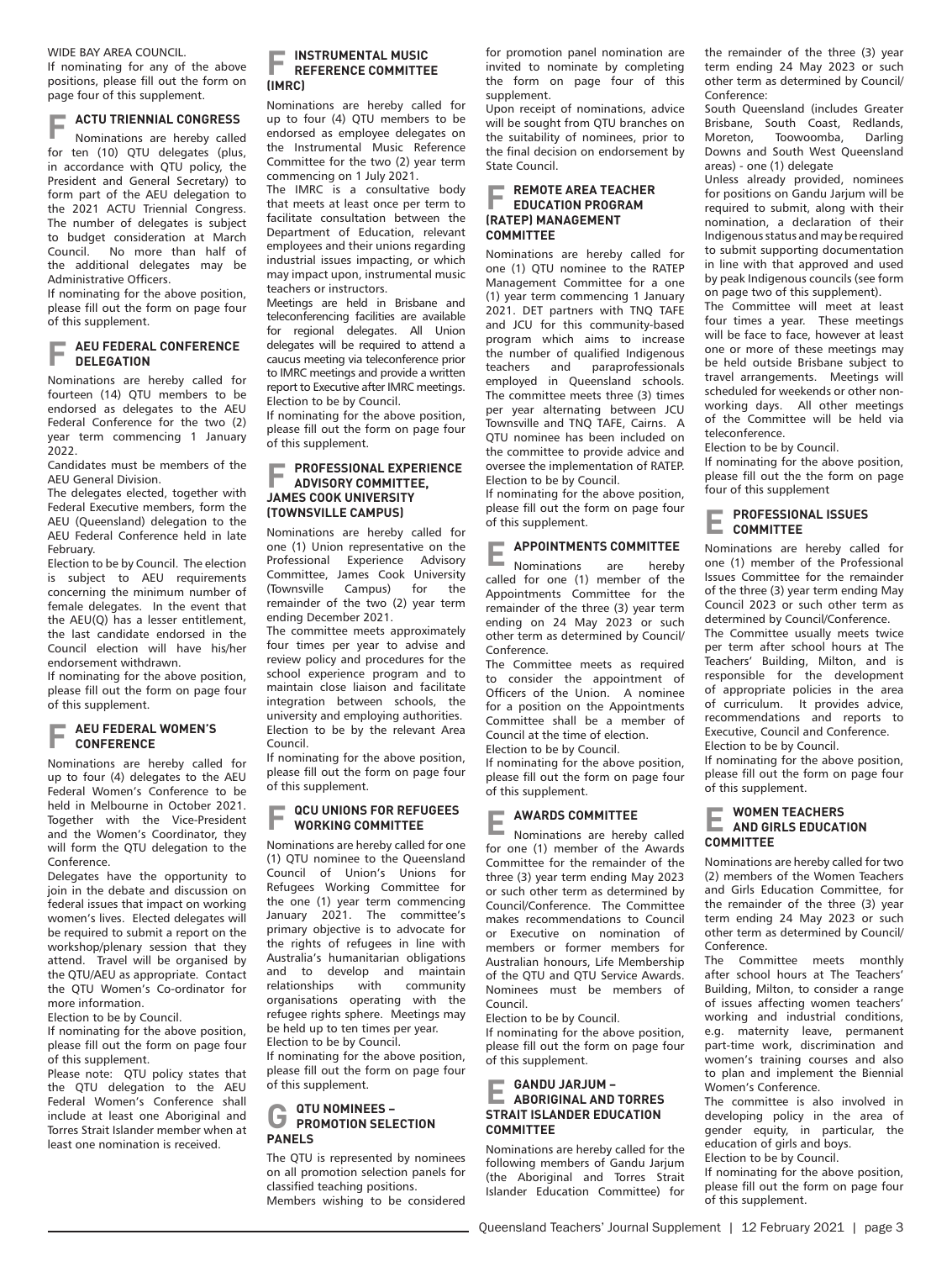WIDE BAY AREA COUNCIL.

If nominating for any of the above positions, please fill out the form on page four of this supplement.

## F ACTU TRIENNIAL CONGRESS

Nominations are hereby called for ten (10) QTU delegates (plus, in accordance with QTU policy, the President and General Secretary) to form part of the AEU delegation to the 2021 ACTU Triennial Congress. The number of delegates is subject to budget consideration at March Council. No more than half of the additional delegates may be Administrative Officers.

If nominating for the above position, please fill out the form on page four of this supplement.

## F AEU FEDERAL CONFERENCE DELEGATION

Nominations are hereby called for fourteen (14) QTU members to be endorsed as delegates to the AEU Federal Conference for the two (2) year term commencing 1 January 2022.

Candidates must be members of the AEU General Division.

The delegates elected, together with Federal Executive members, form the AEU (Queensland) delegation to the AEU Federal Conference held in late February.

Election to be by Council. The election is subject to AEU requirements concerning the minimum number of female delegates. In the event that the AEU(Q) has a lesser entitlement, the last candidate endorsed in the Council election will have his/her endorsement withdrawn.

If nominating for the above position, please fill out the form on page four of this supplement.

## F AEU FEDERAL WOMEN'S CONFERENCE

Nominations are hereby called for up to four (4) delegates to the AEU Federal Women's Conference to be held in Melbourne in October 2021. Together with the Vice-President and the Women's Coordinator, they will form the QTU delegation to the Conference.

Delegates have the opportunity to join in the debate and discussion on federal issues that impact on working women's lives. Elected delegates will be required to submit a report on the workshop/plenary session that they attend. Travel will be organised by the QTU/AEU as appropriate. Contact the QTU Women's Co-ordinator for more information.

Election to be by Council.

If nominating for the above position, please fill out the form on page four of this supplement.

Please note: QTU policy states that the QTU delegation to the AEU Federal Women's Conference shall include at least one Aboriginal and Torres Strait Islander member when at least one nomination is received.

## F INSTRUMENTAL MUSIC REFERENCE COMMITTEE (IMRC)

Nominations are hereby called for up to four (4) QTU members to be endorsed as employee delegates on the Instrumental Music Reference Committee for the two (2) year term commencing on 1 July 2021.

The IMRC is a consultative body that meets at least once per term to facilitate consultation between the Department of Education, relevant employees and their unions regarding industrial issues impacting, or which may impact upon, instrumental music teachers or instructors.

Meetings are held in Brisbane and teleconferencing facilities are available for regional delegates. All Union delegates will be required to attend a caucus meeting via teleconference prior to IMRC meetings and provide a written report to Executive after IMRC meetings.

Election to be by Council.

If nominating for the above position, please fill out the form on page four of this supplement.

## F PROFESSIONAL EXPERIENCE ADVISORY COMMITTEE, JAMES COOK UNIVERSITY (TOWNSVILLE CAMPUS)

Nominations are hereby called for one (1) Union representative on the Professional Experience Advisory Committee, James Cook University (Townsville Campus) for the remainder of the two (2) year term ending December 2021.

The committee meets approximately four times per year to advise and review policy and procedures for the school experience program and to maintain close liaison and facilitate integration between schools, the university and employing authorities.

Election to be by the relevant Area Council.

If nominating for the above position, please fill out the form on page four of this supplement.

## F QCU UNIONS FOR REFUGEES WORKING COMMITTEE

Nominations are hereby called for one (1) QTU nominee to the Queensland Council of Union's Unions for Refugees Working Committee for the one (1) year term commencing January 2021. The committee's primary objective is to advocate for the rights of refugees in line with Australia's humanitarian obligations and to develop and maintain relationships with community organisations operating with the refugee rights sphere. Meetings may be held up to ten times per year.

Election to be by Council.

If nominating for the above position, please fill out the form on page four of this supplement.

## G QTU NOMINEES – PROMOTION SELECTION PANELS

The QTU is represented by nominees on all promotion selection panels for classified teaching positions.

Members wishing to be considered for promotion panel nomination are invited to nominate by completing the form on page four of this supplement.

Upon receipt of nominations, advice will be sought from QTU branches on the suitability of nominees, prior to the final decision on endorsement by State Council.

## F REMOTE AREA TEACHER EDUCATION PROGRAM (RATEP) MANAGEMENT COMMITTEE

Nominations are hereby called for one (1) QTU nominee to the RATEP Management Committee for a one (1) year term commencing 1 January 2021. DET partners with TNQ TAFE and JCU for this community-based program which aims to increase the number of qualified Indigenous teachers and paraprofessionals employed in Queensland schools. The committee meets three (3) times per year alternating between JCU Townsville and TNQ TAFE, Cairns. A QTU nominee has been included on the committee to provide advice and oversee the implementation of RATEP.

Election to be by Council.

If nominating for the above position, please fill out the form on page four of this supplement.

## E APPOINTMENTS COMMITTEE

Nominations are hereby called for one (1) member of the Appointments Committee for the remainder of the three (3) year term ending on 24 May 2023 or such other term as determined by Council/Conference.

The Committee meets as required to consider the appointment of Officers of the Union. A nominee for a position on the Appointments Committee shall be a member of Council at the time of election.

Election to be by Council.

If nominating for the above position, please fill out the form on page four of this supplement.

## E AWARDS COMMITTEE

Nominations are hereby called for one (1) member of the Awards Committee for the remainder of the three (3) year term ending May 2023 or such other term as determined by Council/Conference. The Committee makes recommendations to Council or Executive on nomination of members or former members for Australian honours, Life Membership of the QTU and QTU Service Awards. Nominees must be members of Council.

Election to be by Council.

If nominating for the above position, please fill out the form on page four of this supplement.

## E GANDU JARJUM – ABORIGINAL AND TORRES STRAIT ISLANDER EDUCATION COMMITTEE

Nominations are hereby called for the following members of Gandu Jarjum (the Aboriginal and Torres Strait Islander Education Committee) for the remainder of the three (3) year term ending 24 May 2023 or such other term as determined by Council/Conference:

South Queensland (includes Greater Brisbane, South Coast, Redlands, Moreton, Toowoomba, Darling Downs and South West Queensland areas) - one (1) delegate

Unless already provided, nominees for positions on Gandu Jarjum will be required to submit, along with their nomination, a declaration of their Indigenous status and may be required to submit supporting documentation in line with that approved and used by peak Indigenous councils (see form on page two of this supplement).

The Committee will meet at least four times a year. These meetings will be face to face, however at least one or more of these meetings may be held outside Brisbane subject to travel arrangements. Meetings will scheduled for weekends or other non-working days. All other meetings of the Committee will be held via teleconference.

Election to be by Council.

If nominating for the above position, please fill out the the form on page four of this supplement

## E PROFESSIONAL ISSUES COMMITTEE

Nominations are hereby called for one (1) member of the Professional Issues Committee for the remainder of the three (3) year term ending May Council 2023 or such other term as determined by Council/Conference.

The Committee usually meets twice per term after school hours at The Teachers' Building, Milton, and is responsible for the development of appropriate policies in the area of curriculum. It provides advice, recommendations and reports to Executive, Council and Conference.

Election to be by Council.

If nominating for the above position, please fill out the form on page four of this supplement.

## E WOMEN TEACHERS AND GIRLS EDUCATION COMMITTEE

Nominations are hereby called for two (2) members of the Women Teachers and Girls Education Committee, for the remainder of the three (3) year term ending 24 May 2023 or such other term as determined by Council/Conference.

The Committee meets monthly after school hours at The Teachers' Building, Milton, to consider a range of issues affecting women teachers' working and industrial conditions, e.g. maternity leave, permanent part-time work, discrimination and women's training courses and also to plan and implement the Biennial Women's Conference.

The committee is also involved in developing policy in the area of gender equity, in particular, the education of girls and boys.

Election to be by Council.

If nominating for the above position, please fill out the form on page four of this supplement.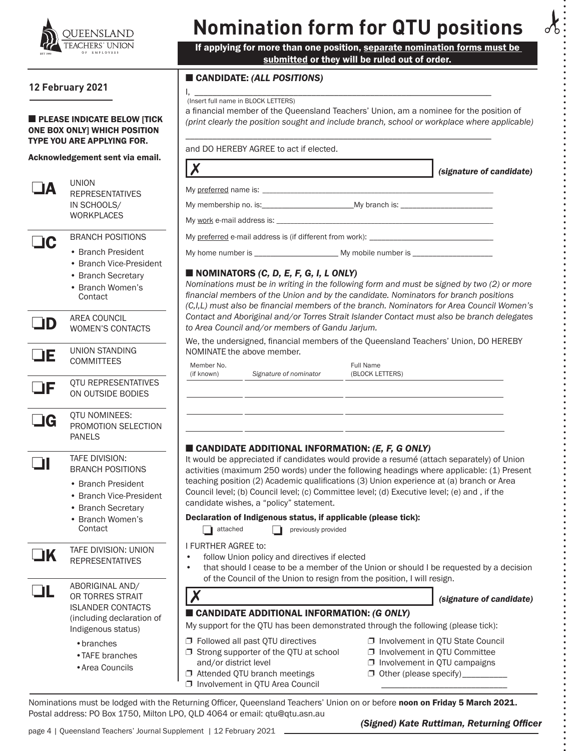QUEENSLAND TEACHERS' UNION OF EMPLOYEES

# Nomination form for QTU positions

**If applying for more than one position, separate nomination forms must be submitted or they will be ruled out of order.**

**12 February 2021**

**PLEASE INDICATE BELOW [TICK ONE BOX ONLY] WHICH POSITION TYPE YOU ARE APPLYING FOR.**

**Acknowledgement sent via email.**

- ❑ **A** UNION REPRESENTATIVES IN SCHOOLS/ WORKPLACES
- ❑ **C** BRANCH POSITIONS
  - Branch President
  - Branch Vice-President
  - Branch Secretary
  - Branch Women's Contact
- ❑ **D** AREA COUNCIL WOMEN'S CONTACTS
- ❑ **E** UNION STANDING COMMITTEES
- ❑ **F** QTU REPRESENTATIVES ON OUTSIDE BODIES
- ❑ **G** QTU NOMINEES: PROMOTION SELECTION PANELS
- ❑ **I** TAFE DIVISION: BRANCH POSITIONS
  - Branch President
  - Branch Vice-President
  - Branch Secretary
  - Branch Women's Contact
- ❑ **K** TAFE DIVISION: UNION REPRESENTATIVES
- ❑ **L** ABORIGINAL AND/ OR TORRES STRAIT ISLANDER CONTACTS (including declaration of Indigenous status)
  - branches
  - TAFE branches
  - Area Councils

## CANDIDATE: *(ALL POSITIONS)*

I, ______________________________________________
(Insert full name in BLOCK LETTERS)

a financial member of the Queensland Teachers' Union, am a nominee for the position of *(print clearly the position sought and include branch, school or workplace where applicable)*

______________________________________________

and DO HEREBY AGREE to act if elected.

✗ ______________________ *(signature of candidate)*

My preferred name is: ______________________

My membership no. is: ______________________ My branch is: ______________________

My work e-mail address is: ______________________

My preferred e-mail address is (if different from work): ______________________

My home number is ______________________ My mobile number is ______________________

## NOMINATORS *(C, D, E, F, G, I, L ONLY)*

*Nominations must be in writing in the following form and must be signed by two (2) or more financial members of the Union and by the candidate. Nominators for branch positions (C,I,L) must also be financial members of the branch. Nominators for Area Council Women's Contact and Aboriginal and/or Torres Strait Islander Contact must also be branch delegates to Area Council and/or members of Gandu Jarjum.*

We, the undersigned, financial members of the Queensland Teachers' Union, DO HEREBY NOMINATE the above member.

| Member No. (if known) | *Signature of nominator* | Full Name (BLOCK LETTERS) |
|---|---|---|
| | | |
| | | |
| | | |

## CANDIDATE ADDITIONAL INFORMATION: *(E, F, G ONLY)*

It would be appreciated if candidates would provide a resumé (attach separately) of Union activities (maximum 250 words) under the following headings where applicable: (1) Present teaching position (2) Academic qualifications (3) Union experience at (a) branch or Area Council level; (b) Council level; (c) Committee level; (d) Executive level; (e) and , if the candidate wishes, a "policy" statement.

**Declaration of Indigenous status, if applicable (please tick):**

❑ attached ❑ previously provided

I FURTHER AGREE to:

- follow Union policy and directives if elected
- that should I cease to be a member of the Union or should I be requested by a decision of the Council of the Union to resign from the position, I will resign.

✗ ______________________ *(signature of candidate)*

## CANDIDATE ADDITIONAL INFORMATION: *(G ONLY)*

My support for the QTU has been demonstrated through the following (please tick):

- ❒ Followed all past QTU directives
- ❒ Strong supporter of the QTU at school and/or district level
- ❒ Attended QTU branch meetings
- ❒ Involvement in QTU Area Council
- ❒ Involvement in QTU State Council
- ❒ Involvement in QTU Committee
- ❒ Involvement in QTU campaigns
- ❒ Other (please specify) ______________________

Nominations must be lodged with the Returning Officer, Queensland Teachers' Union on or before **noon on Friday 5 March 2021.** Postal address: PO Box 1750, Milton LPO, QLD 4064 or email: qtu@qtu.asn.au

*(Signed) Kate Ruttiman, Returning Officer*